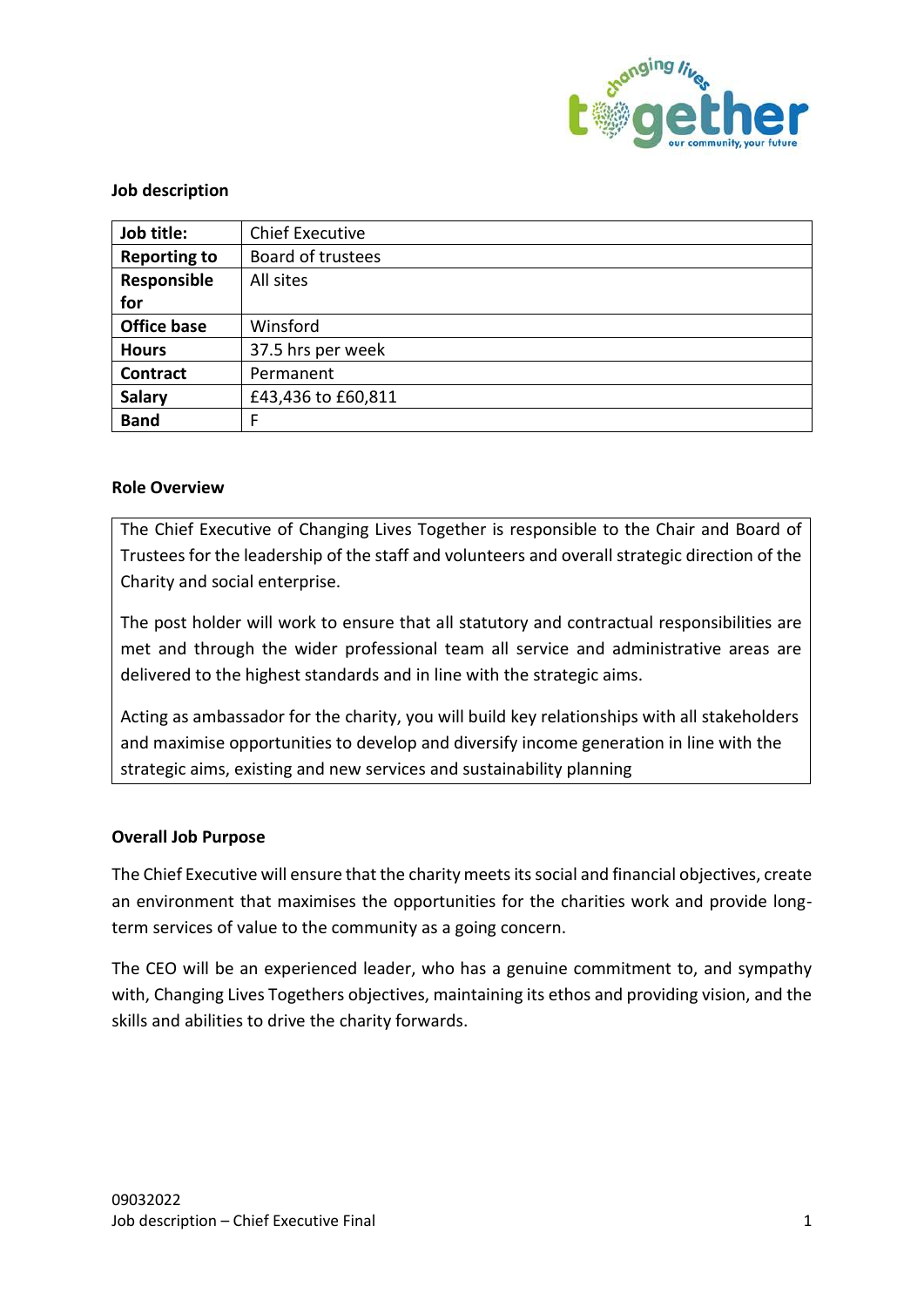**Job description**

| Job title: | Chief Executive |
|---|---|
| Reporting to | Board of trustees |
| Responsible for | All sites |
| Office base | Winsford |
| Hours | 37.5 hrs per week |
| Contract | Permanent |
| Salary | £43,436 to £60,811 |
| Band | F |

**Role Overview**

The Chief Executive of Changing Lives Together is responsible to the Chair and Board of Trustees for the leadership of the staff and volunteers and overall strategic direction of the Charity and social enterprise.

The post holder will work to ensure that all statutory and contractual responsibilities are met and through the wider professional team all service and administrative areas are delivered to the highest standards and in line with the strategic aims.

Acting as ambassador for the charity, you will build key relationships with all stakeholders and maximise opportunities to develop and diversify income generation in line with the strategic aims, existing and new services and sustainability planning

**Overall Job Purpose**

The Chief Executive will ensure that the charity meets its social and financial objectives, create an environment that maximises the opportunities for the charities work and provide long-term services of value to the community as a going concern.

The CEO will be an experienced leader, who has a genuine commitment to, and sympathy with, Changing Lives Togethers objectives, maintaining its ethos and providing vision, and the skills and abilities to drive the charity forwards.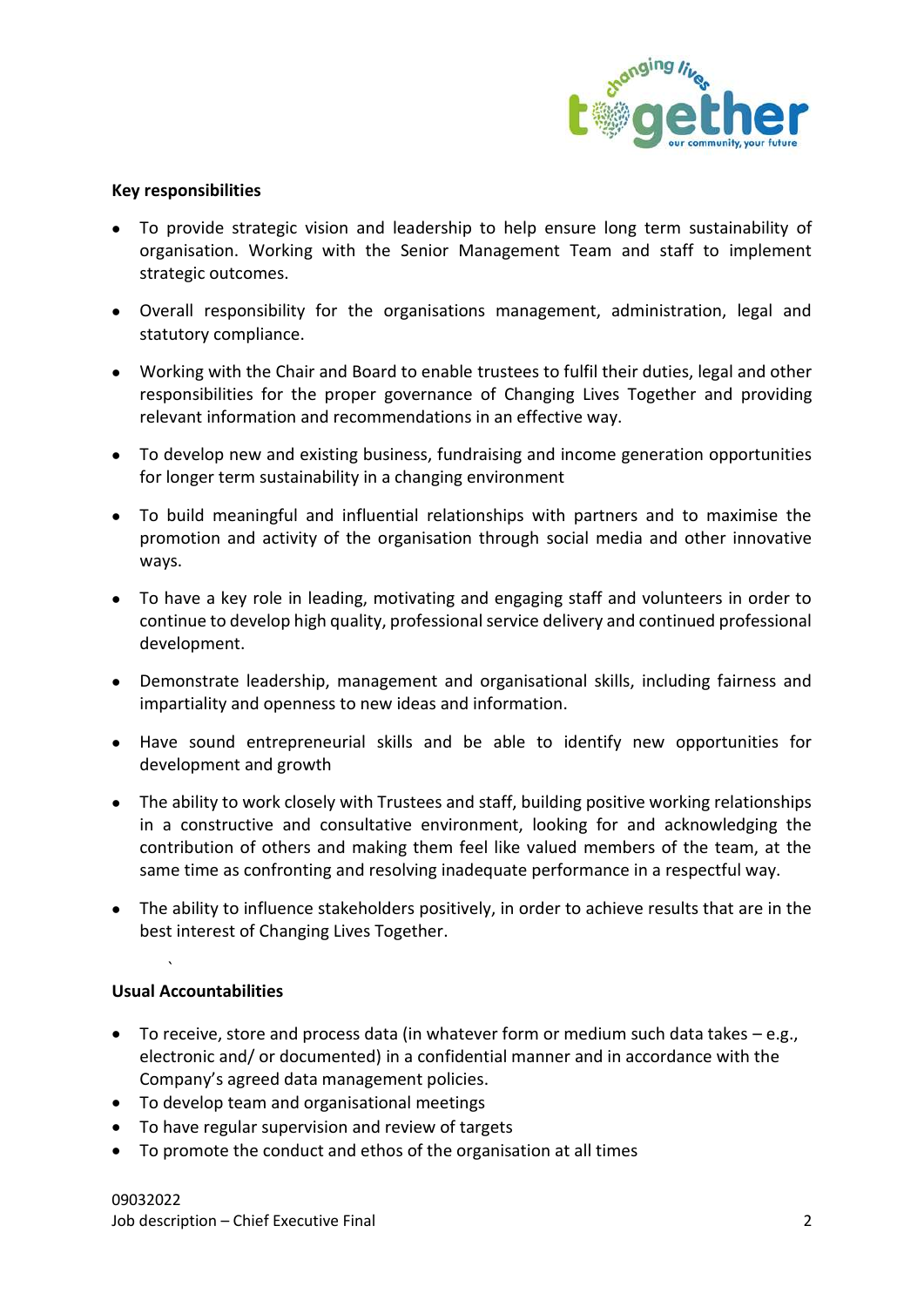**Key responsibilities**

- To provide strategic vision and leadership to help ensure long term sustainability of organisation. Working with the Senior Management Team and staff to implement strategic outcomes.
- Overall responsibility for the organisations management, administration, legal and statutory compliance.
- Working with the Chair and Board to enable trustees to fulfil their duties, legal and other responsibilities for the proper governance of Changing Lives Together and providing relevant information and recommendations in an effective way.
- To develop new and existing business, fundraising and income generation opportunities for longer term sustainability in a changing environment
- To build meaningful and influential relationships with partners and to maximise the promotion and activity of the organisation through social media and other innovative ways.
- To have a key role in leading, motivating and engaging staff and volunteers in order to continue to develop high quality, professional service delivery and continued professional development.
- Demonstrate leadership, management and organisational skills, including fairness and impartiality and openness to new ideas and information.
- Have sound entrepreneurial skills and be able to identify new opportunities for development and growth
- The ability to work closely with Trustees and staff, building positive working relationships in a constructive and consultative environment, looking for and acknowledging the contribution of others and making them feel like valued members of the team, at the same time as confronting and resolving inadequate performance in a respectful way.
- The ability to influence stakeholders positively, in order to achieve results that are in the best interest of Changing Lives Together.

**Usual Accountabilities**

- To receive, store and process data (in whatever form or medium such data takes – e.g., electronic and/ or documented) in a confidential manner and in accordance with the Company's agreed data management policies.
- To develop team and organisational meetings
- To have regular supervision and review of targets
- To promote the conduct and ethos of the organisation at all times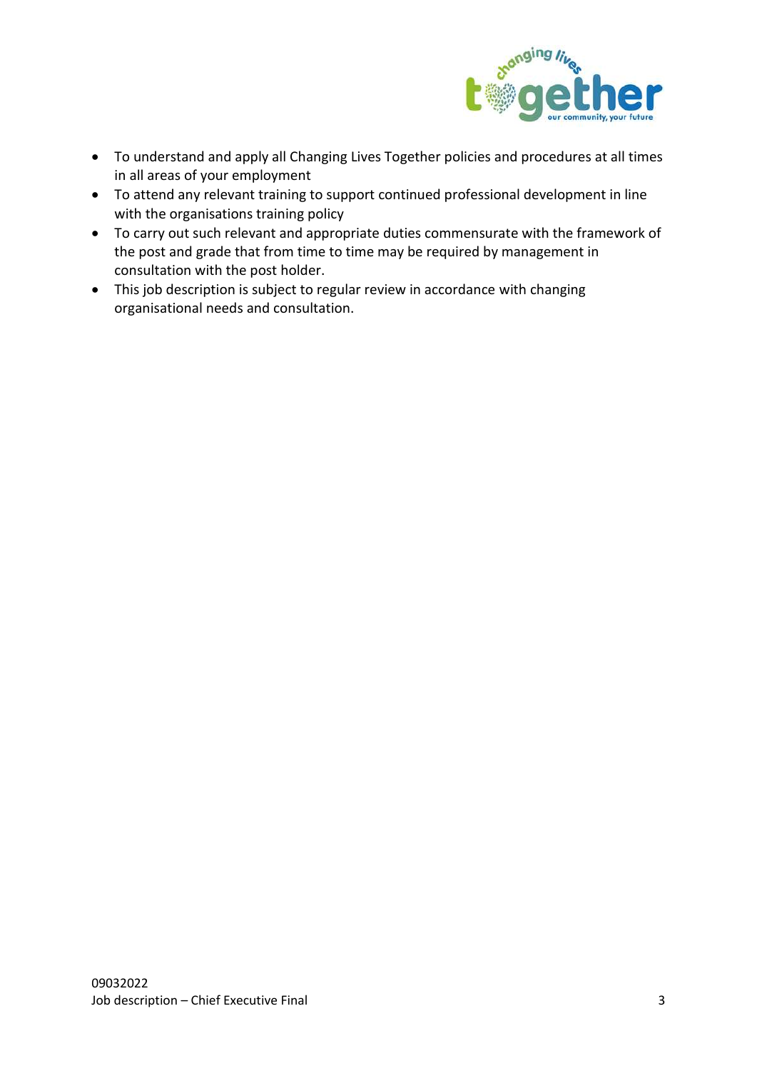- To understand and apply all Changing Lives Together policies and procedures at all times in all areas of your employment
- To attend any relevant training to support continued professional development in line with the organisations training policy
- To carry out such relevant and appropriate duties commensurate with the framework of the post and grade that from time to time may be required by management in consultation with the post holder.
- This job description is subject to regular review in accordance with changing organisational needs and consultation.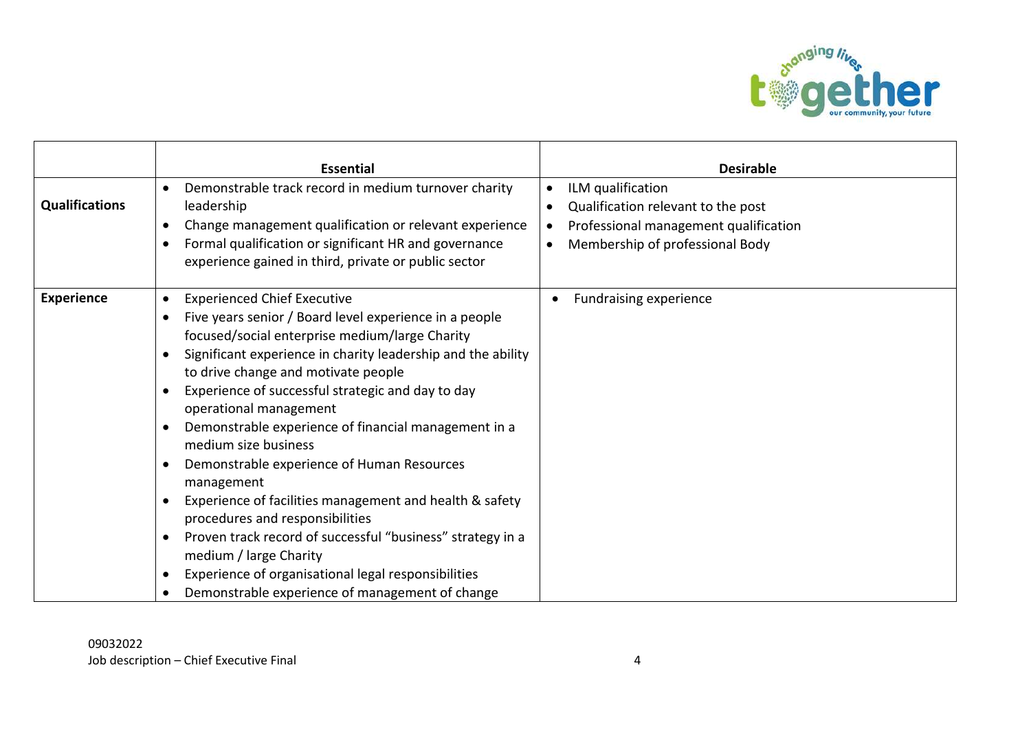| | Essential | Desirable |
|---|---|---|
| **Qualifications** | • Demonstrable track record in medium turnover charity leadership<br>• Change management qualification or relevant experience<br>• Formal qualification or significant HR and governance experience gained in third, private or public sector | • ILM qualification<br>• Qualification relevant to the post<br>• Professional management qualification<br>• Membership of professional Body |
| **Experience** | • Experienced Chief Executive<br>• Five years senior / Board level experience in a people focused/social enterprise medium/large Charity<br>• Significant experience in charity leadership and the ability to drive change and motivate people<br>• Experience of successful strategic and day to day operational management<br>• Demonstrable experience of financial management in a medium size business<br>• Demonstrable experience of Human Resources management<br>• Experience of facilities management and health & safety procedures and responsibilities<br>• Proven track record of successful "business" strategy in a medium / large Charity<br>• Experience of organisational legal responsibilities<br>• Demonstrable experience of management of change | • Fundraising experience |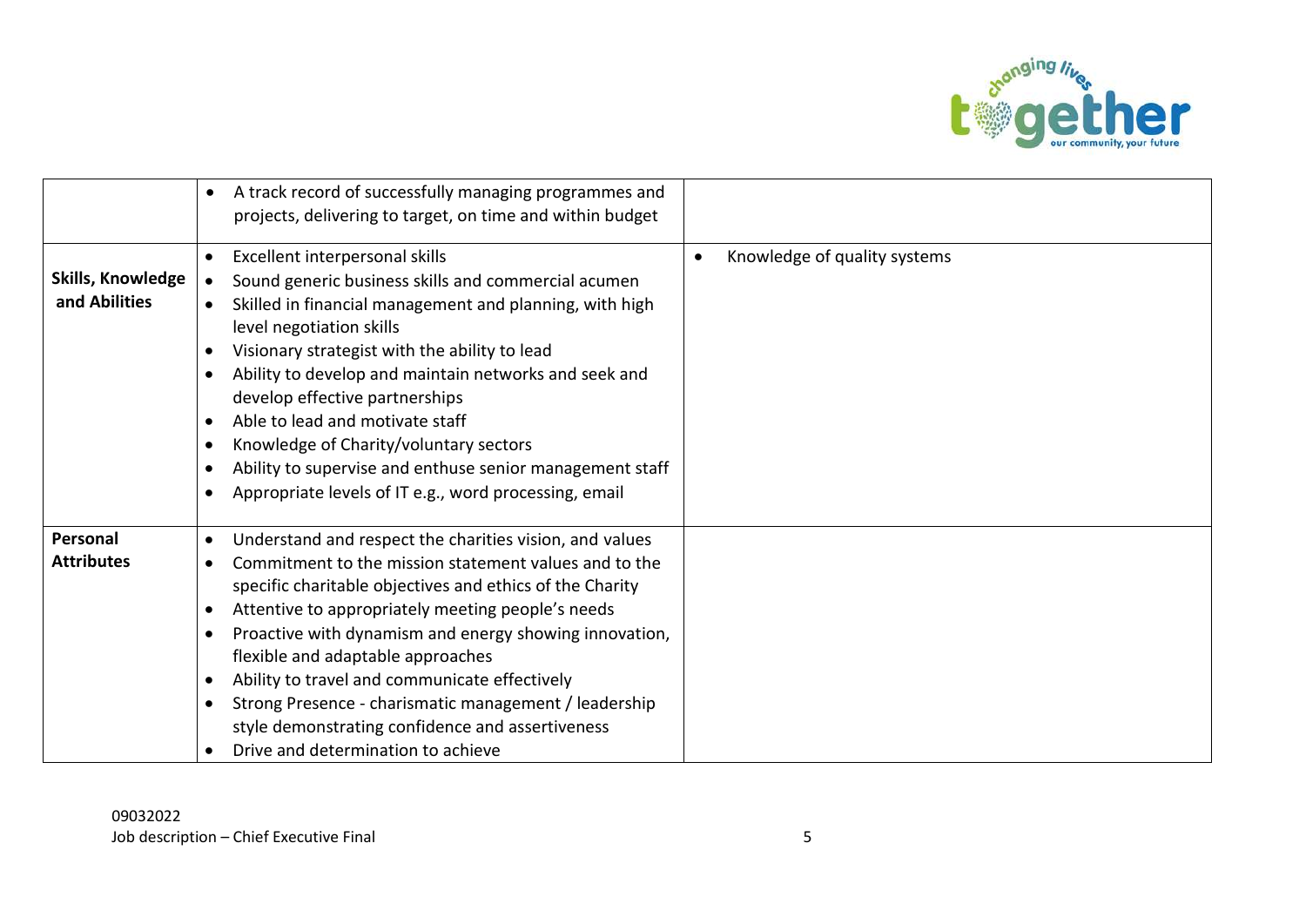| | | |
|---|---|---|
| | • A track record of successfully managing programmes and projects, delivering to target, on time and within budget | |
| **Skills, Knowledge and Abilities** | • Excellent interpersonal skills<br>• Sound generic business skills and commercial acumen<br>• Skilled in financial management and planning, with high level negotiation skills<br>• Visionary strategist with the ability to lead<br>• Ability to develop and maintain networks and seek and develop effective partnerships<br>• Able to lead and motivate staff<br>• Knowledge of Charity/voluntary sectors<br>• Ability to supervise and enthuse senior management staff<br>• Appropriate levels of IT e.g., word processing, email | • Knowledge of quality systems |
| **Personal Attributes** | • Understand and respect the charities vision, and values<br>• Commitment to the mission statement values and to the specific charitable objectives and ethics of the Charity<br>• Attentive to appropriately meeting people's needs<br>• Proactive with dynamism and energy showing innovation, flexible and adaptable approaches<br>• Ability to travel and communicate effectively<br>• Strong Presence - charismatic management / leadership style demonstrating confidence and assertiveness<br>• Drive and determination to achieve | |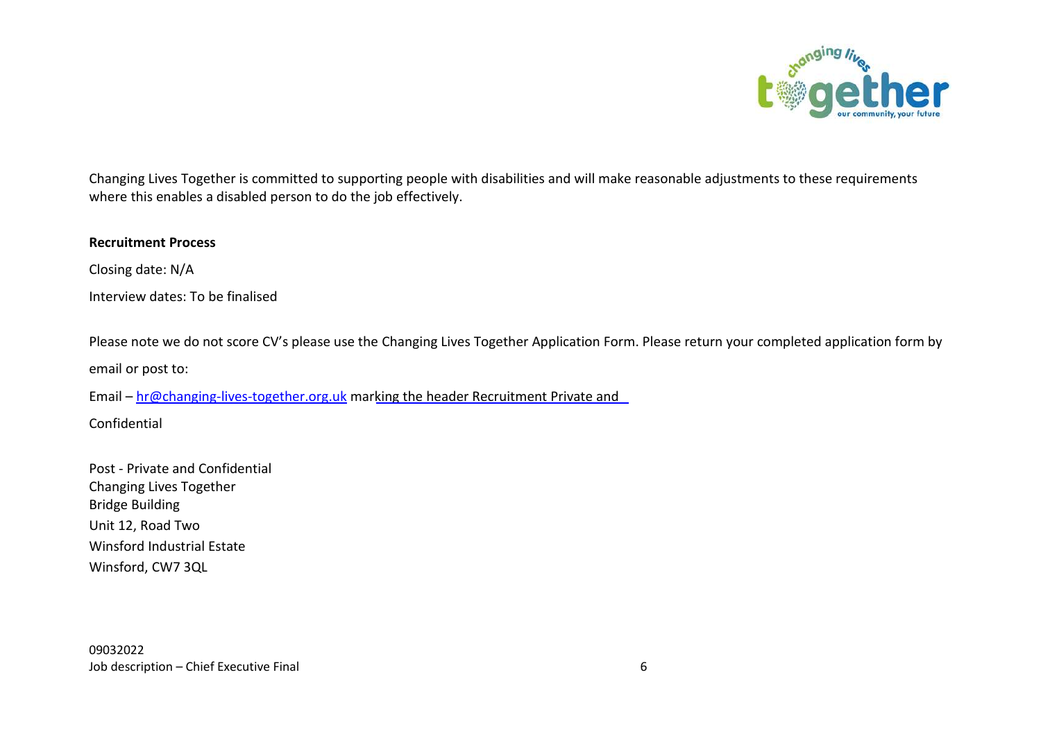Changing Lives Together is committed to supporting people with disabilities and will make reasonable adjustments to these requirements where this enables a disabled person to do the job effectively.

**Recruitment Process**

Closing date: N/A

Interview dates: To be finalised

Please note we do not score CV's please use the Changing Lives Together Application Form. Please return your completed application form by email or post to:

Email – hr@changing-lives-together.org.uk marking the header Recruitment Private and Confidential

Post - Private and Confidential
Changing Lives Together
Bridge Building
Unit 12, Road Two
Winsford Industrial Estate
Winsford, CW7 3QL